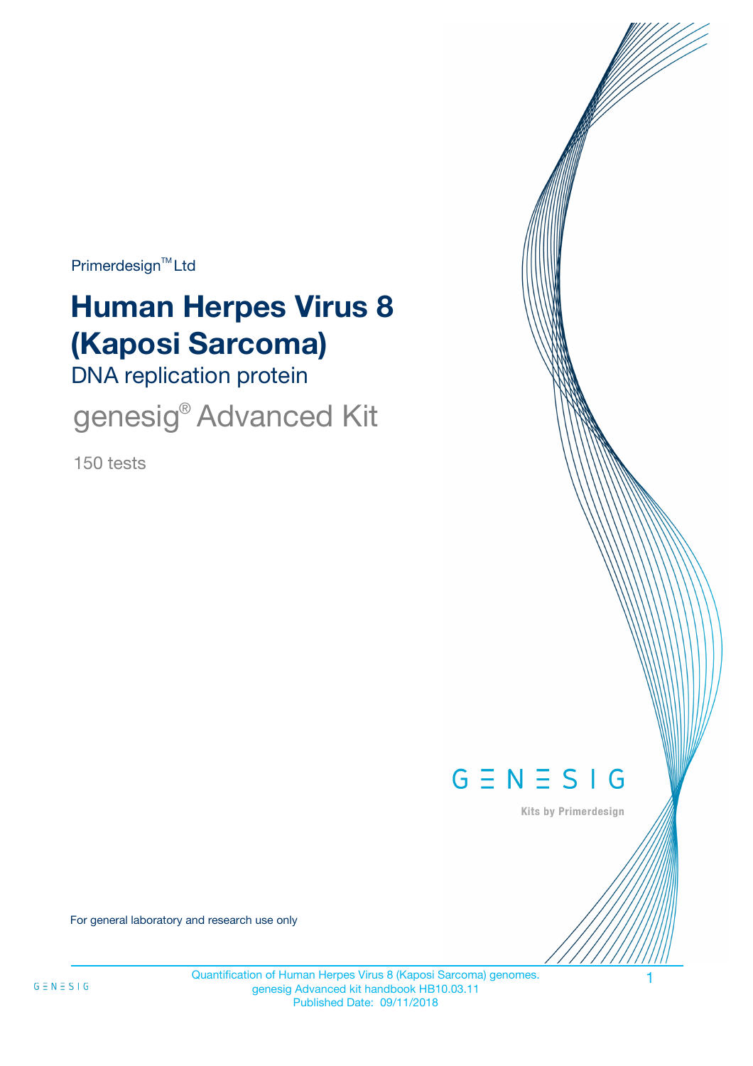Primerdesign™ Ltd

# Human Herpes Virus 8 (Kaposi Sarcoma)

## DNA replication protein

## genesig® Advanced Kit

150 tests

GENESIG

Kits by Primerdesign

For general laboratory and research use only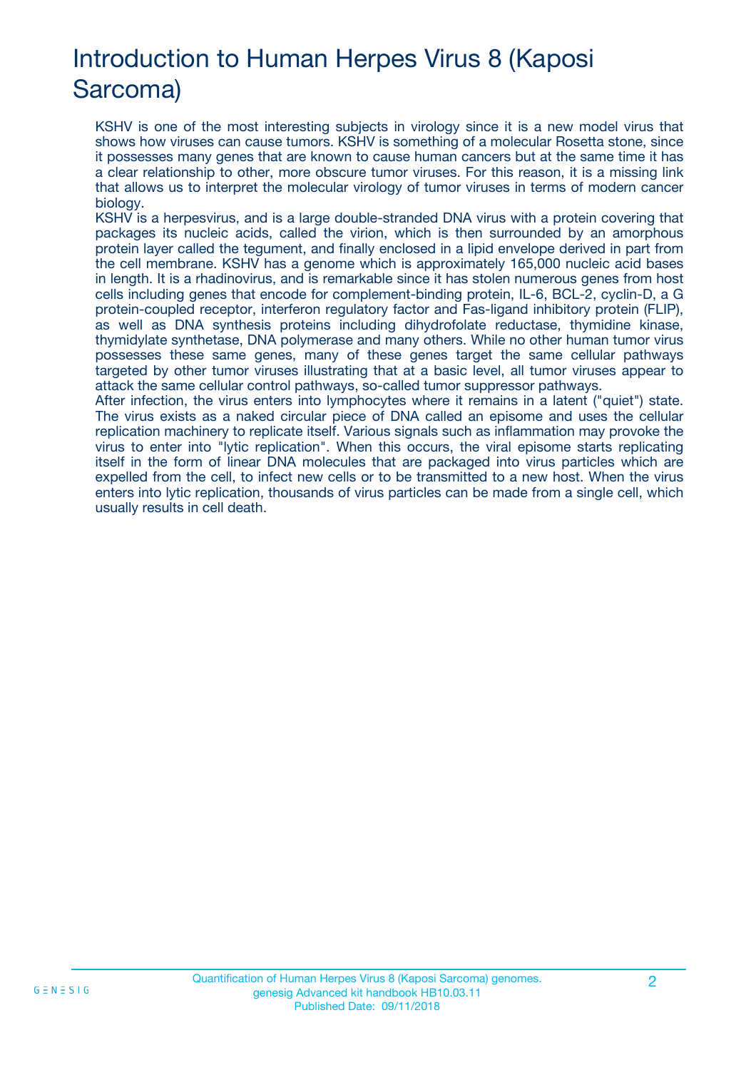# Introduction to Human Herpes Virus 8 (Kaposi Sarcoma)

KSHV is one of the most interesting subjects in virology since it is a new model virus that shows how viruses can cause tumors. KSHV is something of a molecular Rosetta stone, since it possesses many genes that are known to cause human cancers but at the same time it has a clear relationship to other, more obscure tumor viruses. For this reason, it is a missing link that allows us to interpret the molecular virology of tumor viruses in terms of modern cancer biology.

KSHV is a herpesvirus, and is a large double-stranded DNA virus with a protein covering that packages its nucleic acids, called the virion, which is then surrounded by an amorphous protein layer called the tegument, and finally enclosed in a lipid envelope derived in part from the cell membrane. KSHV has a genome which is approximately 165,000 nucleic acid bases in length. It is a rhadinovirus, and is remarkable since it has stolen numerous genes from host cells including genes that encode for complement-binding protein, IL-6, BCL-2, cyclin-D, a G protein-coupled receptor, interferon regulatory factor and Fas-ligand inhibitory protein (FLIP), as well as DNA synthesis proteins including dihydrofolate reductase, thymidine kinase, thymidylate synthetase, DNA polymerase and many others. While no other human tumor virus possesses these same genes, many of these genes target the same cellular pathways targeted by other tumor viruses illustrating that at a basic level, all tumor viruses appear to attack the same cellular control pathways, so-called tumor suppressor pathways.

After infection, the virus enters into lymphocytes where it remains in a latent ("quiet") state. The virus exists as a naked circular piece of DNA called an episome and uses the cellular replication machinery to replicate itself. Various signals such as inflammation may provoke the virus to enter into "lytic replication". When this occurs, the viral episome starts replicating itself in the form of linear DNA molecules that are packaged into virus particles which are expelled from the cell, to infect new cells or to be transmitted to a new host. When the virus enters into lytic replication, thousands of virus particles can be made from a single cell, which usually results in cell death.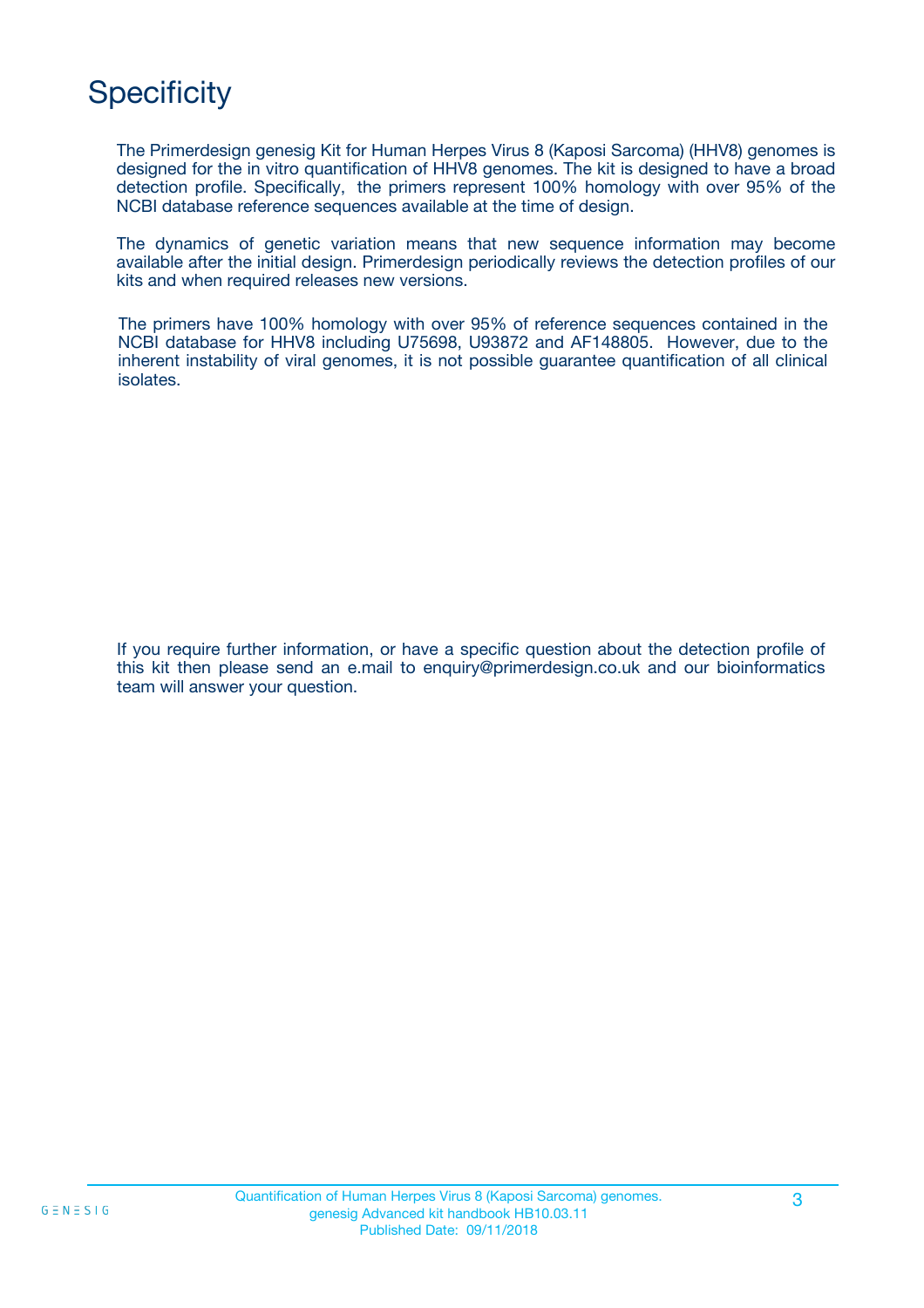# Specificity

The Primerdesign genesig Kit for Human Herpes Virus 8 (Kaposi Sarcoma) (HHV8) genomes is designed for the in vitro quantification of HHV8 genomes. The kit is designed to have a broad detection profile. Specifically, the primers represent 100% homology with over 95% of the NCBI database reference sequences available at the time of design.

The dynamics of genetic variation means that new sequence information may become available after the initial design. Primerdesign periodically reviews the detection profiles of our kits and when required releases new versions.

The primers have 100% homology with over 95% of reference sequences contained in the NCBI database for HHV8 including U75698, U93872 and AF148805. However, due to the inherent instability of viral genomes, it is not possible guarantee quantification of all clinical isolates.

If you require further information, or have a specific question about the detection profile of this kit then please send an e.mail to enquiry@primerdesign.co.uk and our bioinformatics team will answer your question.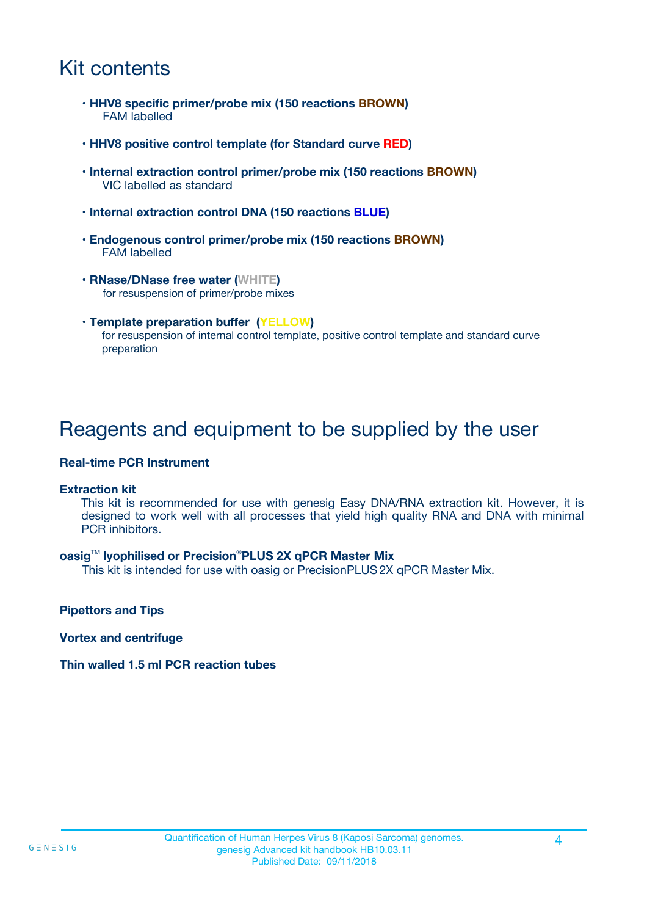# Kit contents

- **HHV8 specific primer/probe mix (150 reactions BROWN)**
  FAM labelled
- **HHV8 positive control template (for Standard curve RED)**
- **Internal extraction control primer/probe mix (150 reactions BROWN)**
  VIC labelled as standard
- **Internal extraction control DNA (150 reactions BLUE)**
- **Endogenous control primer/probe mix (150 reactions BROWN)**
  FAM labelled
- **RNase/DNase free water (WHITE)**
  for resuspension of primer/probe mixes
- **Template preparation buffer (YELLOW)**
  for resuspension of internal control template, positive control template and standard curve preparation

# Reagents and equipment to be supplied by the user

**Real-time PCR Instrument**

**Extraction kit**
This kit is recommended for use with genesig Easy DNA/RNA extraction kit. However, it is designed to work well with all processes that yield high quality RNA and DNA with minimal PCR inhibitors.

**oasig™ lyophilised or Precision®PLUS 2X qPCR Master Mix**
This kit is intended for use with oasig or PrecisionPLUS 2X qPCR Master Mix.

**Pipettors and Tips**

**Vortex and centrifuge**

**Thin walled 1.5 ml PCR reaction tubes**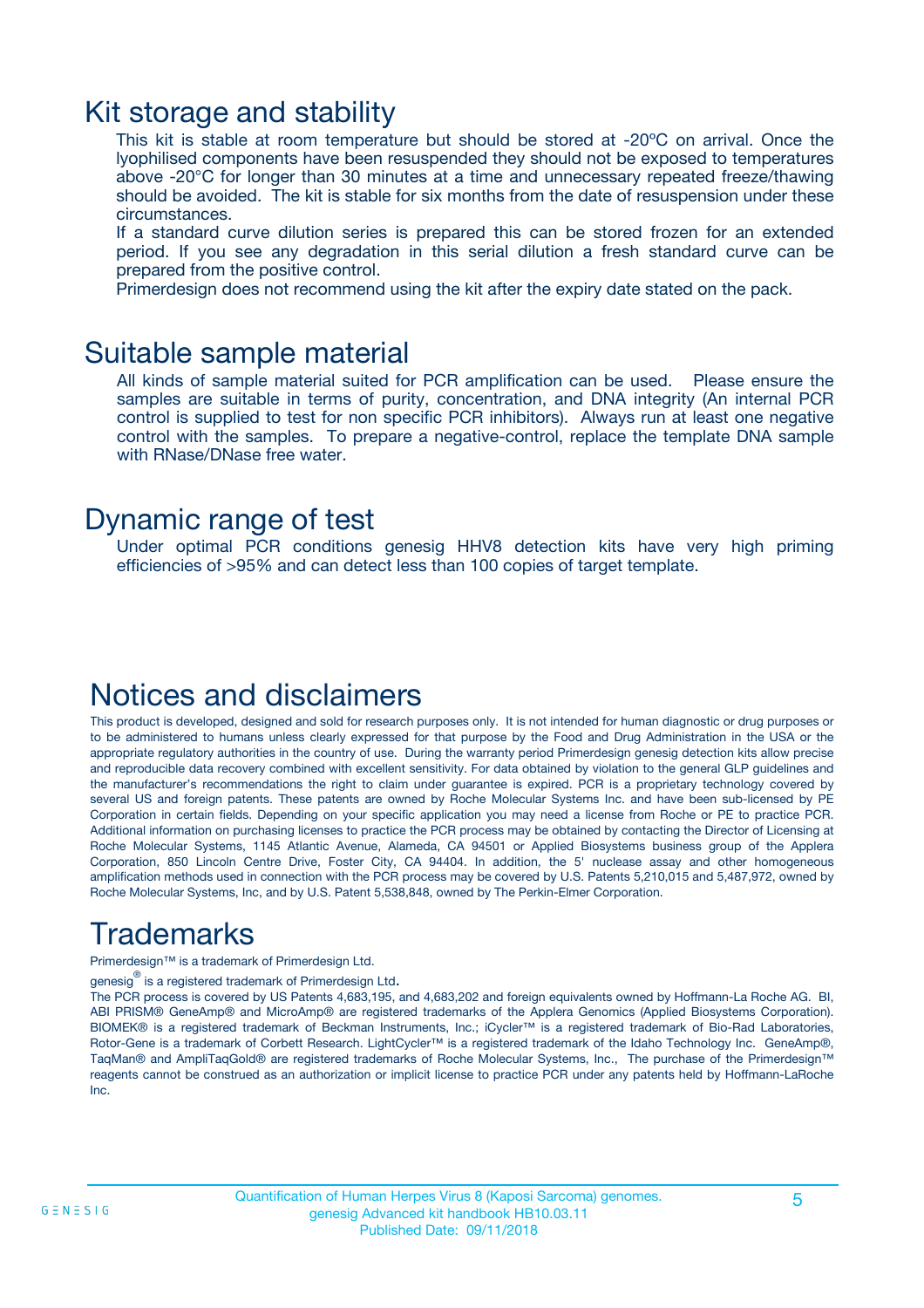# Kit storage and stability

This kit is stable at room temperature but should be stored at -20ºC on arrival. Once the lyophilised components have been resuspended they should not be exposed to temperatures above -20°C for longer than 30 minutes at a time and unnecessary repeated freeze/thawing should be avoided. The kit is stable for six months from the date of resuspension under these circumstances.

If a standard curve dilution series is prepared this can be stored frozen for an extended period. If you see any degradation in this serial dilution a fresh standard curve can be prepared from the positive control.

Primerdesign does not recommend using the kit after the expiry date stated on the pack.

# Suitable sample material

All kinds of sample material suited for PCR amplification can be used. Please ensure the samples are suitable in terms of purity, concentration, and DNA integrity (An internal PCR control is supplied to test for non specific PCR inhibitors). Always run at least one negative control with the samples. To prepare a negative-control, replace the template DNA sample with RNase/DNase free water.

# Dynamic range of test

Under optimal PCR conditions genesig HHV8 detection kits have very high priming efficiencies of >95% and can detect less than 100 copies of target template.

# Notices and disclaimers

This product is developed, designed and sold for research purposes only. It is not intended for human diagnostic or drug purposes or to be administered to humans unless clearly expressed for that purpose by the Food and Drug Administration in the USA or the appropriate regulatory authorities in the country of use. During the warranty period Primerdesign genesig detection kits allow precise and reproducible data recovery combined with excellent sensitivity. For data obtained by violation to the general GLP guidelines and the manufacturer's recommendations the right to claim under guarantee is expired. PCR is a proprietary technology covered by several US and foreign patents. These patents are owned by Roche Molecular Systems Inc. and have been sub-licensed by PE Corporation in certain fields. Depending on your specific application you may need a license from Roche or PE to practice PCR. Additional information on purchasing licenses to practice the PCR process may be obtained by contacting the Director of Licensing at Roche Molecular Systems, 1145 Atlantic Avenue, Alameda, CA 94501 or Applied Biosystems business group of the Applera Corporation, 850 Lincoln Centre Drive, Foster City, CA 94404. In addition, the 5' nuclease assay and other homogeneous amplification methods used in connection with the PCR process may be covered by U.S. Patents 5,210,015 and 5,487,972, owned by Roche Molecular Systems, Inc, and by U.S. Patent 5,538,848, owned by The Perkin-Elmer Corporation.

# Trademarks

Primerdesign™ is a trademark of Primerdesign Ltd.

genesig® is a registered trademark of Primerdesign Ltd.

The PCR process is covered by US Patents 4,683,195, and 4,683,202 and foreign equivalents owned by Hoffmann-La Roche AG. BI, ABI PRISM® GeneAmp® and MicroAmp® are registered trademarks of the Applera Genomics (Applied Biosystems Corporation). BIOMEK® is a registered trademark of Beckman Instruments, Inc.; iCycler™ is a registered trademark of Bio-Rad Laboratories, Rotor-Gene is a trademark of Corbett Research. LightCycler™ is a registered trademark of the Idaho Technology Inc. GeneAmp®, TaqMan® and AmpliTaqGold® are registered trademarks of Roche Molecular Systems, Inc., The purchase of the Primerdesign™ reagents cannot be construed as an authorization or implicit license to practice PCR under any patents held by Hoffmann-LaRoche Inc.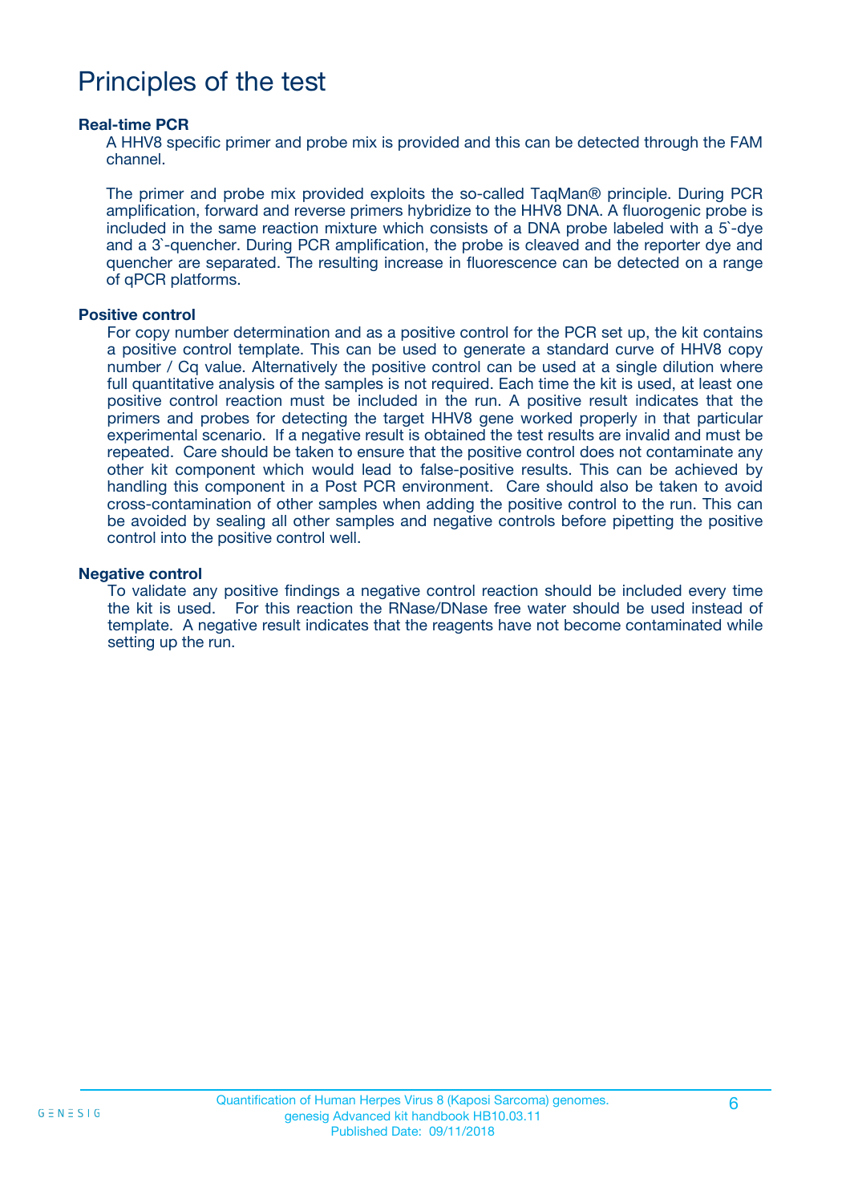# Principles of the test

### Real-time PCR

A HHV8 specific primer and probe mix is provided and this can be detected through the FAM channel.

The primer and probe mix provided exploits the so-called TaqMan® principle. During PCR amplification, forward and reverse primers hybridize to the HHV8 DNA. A fluorogenic probe is included in the same reaction mixture which consists of a DNA probe labeled with a 5`-dye and a 3`-quencher. During PCR amplification, the probe is cleaved and the reporter dye and quencher are separated. The resulting increase in fluorescence can be detected on a range of qPCR platforms.

### Positive control

For copy number determination and as a positive control for the PCR set up, the kit contains a positive control template. This can be used to generate a standard curve of HHV8 copy number / Cq value. Alternatively the positive control can be used at a single dilution where full quantitative analysis of the samples is not required. Each time the kit is used, at least one positive control reaction must be included in the run. A positive result indicates that the primers and probes for detecting the target HHV8 gene worked properly in that particular experimental scenario. If a negative result is obtained the test results are invalid and must be repeated. Care should be taken to ensure that the positive control does not contaminate any other kit component which would lead to false-positive results. This can be achieved by handling this component in a Post PCR environment. Care should also be taken to avoid cross-contamination of other samples when adding the positive control to the run. This can be avoided by sealing all other samples and negative controls before pipetting the positive control into the positive control well.

### Negative control

To validate any positive findings a negative control reaction should be included every time the kit is used. For this reaction the RNase/DNase free water should be used instead of template. A negative result indicates that the reagents have not become contaminated while setting up the run.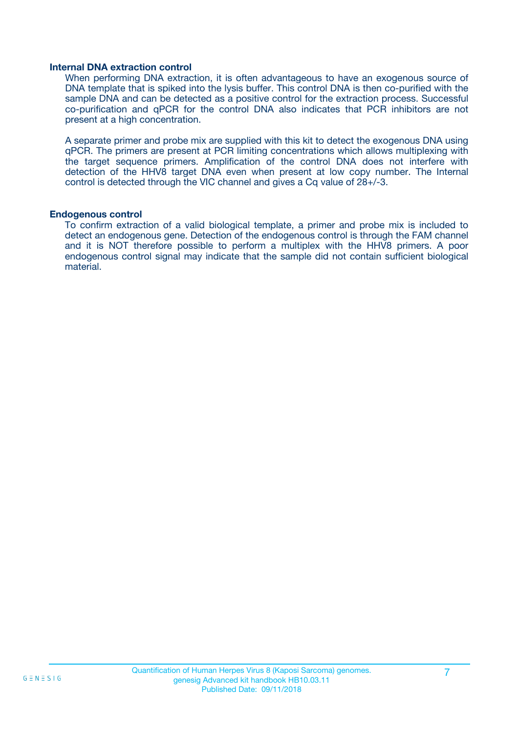### Internal DNA extraction control

When performing DNA extraction, it is often advantageous to have an exogenous source of DNA template that is spiked into the lysis buffer. This control DNA is then co-purified with the sample DNA and can be detected as a positive control for the extraction process. Successful co-purification and qPCR for the control DNA also indicates that PCR inhibitors are not present at a high concentration.

A separate primer and probe mix are supplied with this kit to detect the exogenous DNA using qPCR. The primers are present at PCR limiting concentrations which allows multiplexing with the target sequence primers. Amplification of the control DNA does not interfere with detection of the HHV8 target DNA even when present at low copy number. The Internal control is detected through the VIC channel and gives a Cq value of 28+/-3.

### Endogenous control

To confirm extraction of a valid biological template, a primer and probe mix is included to detect an endogenous gene. Detection of the endogenous control is through the FAM channel and it is NOT therefore possible to perform a multiplex with the HHV8 primers. A poor endogenous control signal may indicate that the sample did not contain sufficient biological material.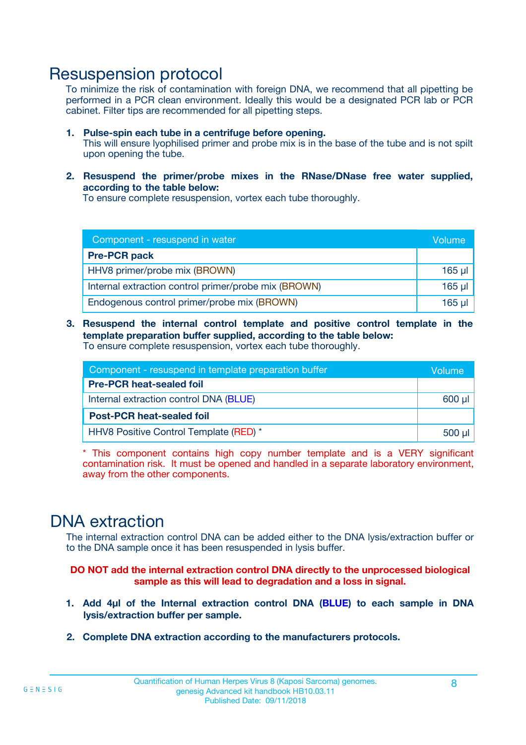## Resuspension protocol

To minimize the risk of contamination with foreign DNA, we recommend that all pipetting be performed in a PCR clean environment. Ideally this would be a designated PCR lab or PCR cabinet. Filter tips are recommended for all pipetting steps.

1. **Pulse-spin each tube in a centrifuge before opening.**
   This will ensure lyophilised primer and probe mix is in the base of the tube and is not spilt upon opening the tube.

2. **Resuspend the primer/probe mixes in the RNase/DNase free water supplied, according to the table below:**
   To ensure complete resuspension, vortex each tube thoroughly.

| Component - resuspend in water | Volume |
|---|---|
| **Pre-PCR pack** | |
| HHV8 primer/probe mix (BROWN) | 165 µl |
| Internal extraction control primer/probe mix (BROWN) | 165 µl |
| Endogenous control primer/probe mix (BROWN) | 165 µl |

3. **Resuspend the internal control template and positive control template in the template preparation buffer supplied, according to the table below:**
   To ensure complete resuspension, vortex each tube thoroughly.

| Component - resuspend in template preparation buffer | Volume |
|---|---|
| **Pre-PCR heat-sealed foil** | |
| Internal extraction control DNA (BLUE) | 600 µl |
| **Post-PCR heat-sealed foil** | |
| HHV8 Positive Control Template (RED) * | 500 µl |

* This component contains high copy number template and is a VERY significant contamination risk. It must be opened and handled in a separate laboratory environment, away from the other components.

## DNA extraction

The internal extraction control DNA can be added either to the DNA lysis/extraction buffer or to the DNA sample once it has been resuspended in lysis buffer.

**DO NOT add the internal extraction control DNA directly to the unprocessed biological sample as this will lead to degradation and a loss in signal.**

1. **Add 4µl of the Internal extraction control DNA (BLUE) to each sample in DNA lysis/extraction buffer per sample.**

2. **Complete DNA extraction according to the manufacturers protocols.**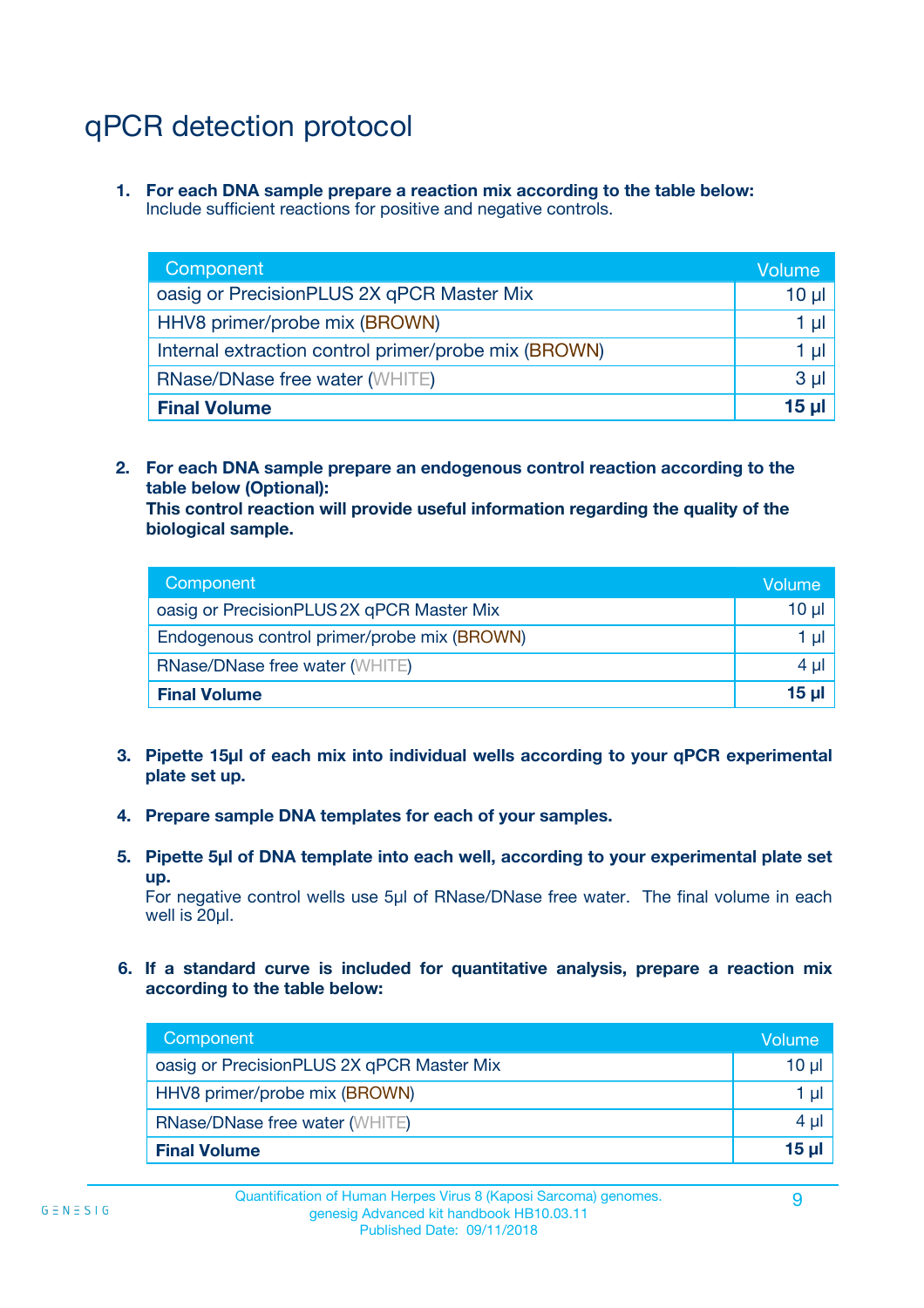# qPCR detection protocol

1. **For each DNA sample prepare a reaction mix according to the table below:**
   Include sufficient reactions for positive and negative controls.

| Component | Volume |
|---|---|
| oasig or PrecisionPLUS 2X qPCR Master Mix | 10 µl |
| HHV8 primer/probe mix (BROWN) | 1 µl |
| Internal extraction control primer/probe mix (BROWN) | 1 µl |
| RNase/DNase free water (WHITE) | 3 µl |
| **Final Volume** | **15 µl** |

2. **For each DNA sample prepare an endogenous control reaction according to the table below (Optional):**
   **This control reaction will provide useful information regarding the quality of the biological sample.**

| Component | Volume |
|---|---|
| oasig or PrecisionPLUS 2X qPCR Master Mix | 10 µl |
| Endogenous control primer/probe mix (BROWN) | 1 µl |
| RNase/DNase free water (WHITE) | 4 µl |
| **Final Volume** | **15 µl** |

3. **Pipette 15µl of each mix into individual wells according to your qPCR experimental plate set up.**

4. **Prepare sample DNA templates for each of your samples.**

5. **Pipette 5µl of DNA template into each well, according to your experimental plate set up.**
   For negative control wells use 5µl of RNase/DNase free water. The final volume in each well is 20µl.

6. **If a standard curve is included for quantitative analysis, prepare a reaction mix according to the table below:**

| Component | Volume |
|---|---|
| oasig or PrecisionPLUS 2X qPCR Master Mix | 10 µl |
| HHV8 primer/probe mix (BROWN) | 1 µl |
| RNase/DNase free water (WHITE) | 4 µl |
| **Final Volume** | **15 µl** |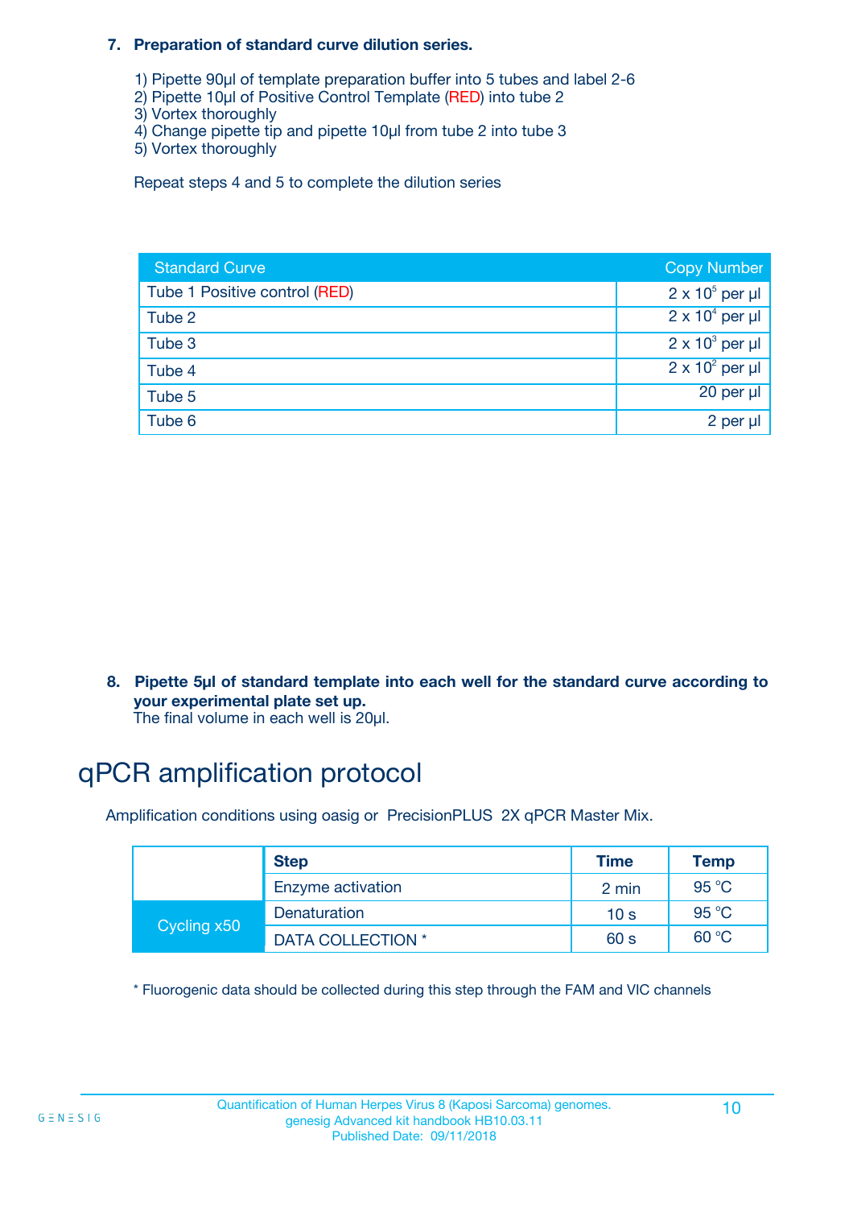7. **Preparation of standard curve dilution series.**

    1) Pipette 90µl of template preparation buffer into 5 tubes and label 2-6
    2) Pipette 10µl of Positive Control Template (RED) into tube 2
    3) Vortex thoroughly
    4) Change pipette tip and pipette 10µl from tube 2 into tube 3
    5) Vortex thoroughly

    Repeat steps 4 and 5 to complete the dilution series

| Standard Curve | Copy Number |
|---|---|
| Tube 1 Positive control (RED) | $2 \times 10^5$ per µl |
| Tube 2 | $2 \times 10^4$ per µl |
| Tube 3 | $2 \times 10^3$ per µl |
| Tube 4 | $2 \times 10^2$ per µl |
| Tube 5 | 20 per µl |
| Tube 6 | 2 per µl |

8. **Pipette 5µl of standard template into each well for the standard curve according to your experimental plate set up.**
    The final volume in each well is 20µl.

# qPCR amplification protocol

Amplification conditions using oasig or PrecisionPLUS 2X qPCR Master Mix.

| | Step | Time | Temp |
|---|---|---|---|
| | Enzyme activation | 2 min | 95 °C |
| Cycling x50 | Denaturation | 10 s | 95 °C |
| | DATA COLLECTION * | 60 s | 60 °C |

\* Fluorogenic data should be collected during this step through the FAM and VIC channels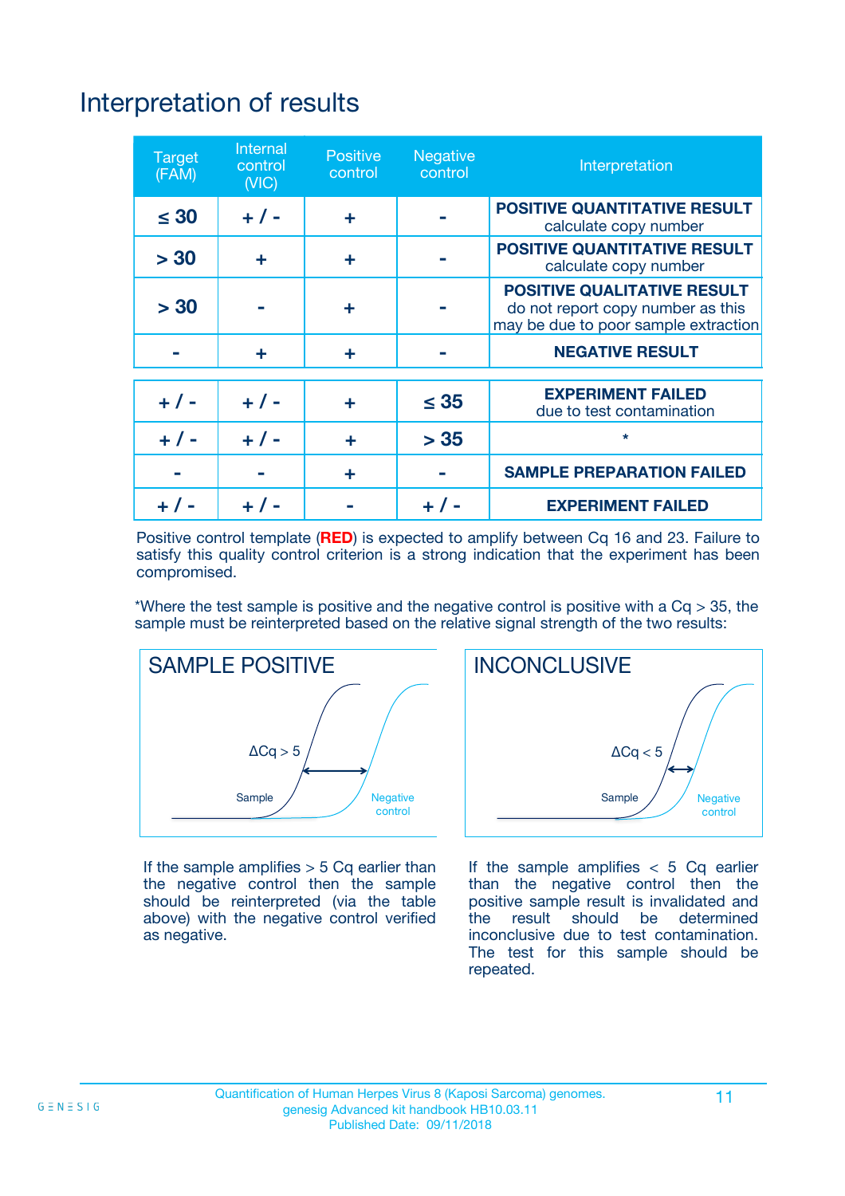# Interpretation of results

| Target (FAM) | Internal control (VIC) | Positive control | Negative control | Interpretation |
|---|---|---|---|---|
| ≤ 30 | + / - | + | - | **POSITIVE QUANTITATIVE RESULT** calculate copy number |
| > 30 | + | + | - | **POSITIVE QUANTITATIVE RESULT** calculate copy number |
| > 30 | - | + | - | **POSITIVE QUALITATIVE RESULT** do not report copy number as this may be due to poor sample extraction |
| - | + | + | - | **NEGATIVE RESULT** |
| + / - | + / - | + | ≤ 35 | **EXPERIMENT FAILED** due to test contamination |
| + / - | + / - | + | > 35 | * |
| - | - | + | - | **SAMPLE PREPARATION FAILED** |
| + / - | + / - | - | + / - | **EXPERIMENT FAILED** |

Positive control template (**RED**) is expected to amplify between Cq 16 and 23. Failure to satisfy this quality control criterion is a strong indication that the experiment has been compromised.

*Where the test sample is positive and the negative control is positive with a Cq > 35, the sample must be reinterpreted based on the relative signal strength of the two results:

**SAMPLE POSITIVE**

ΔCq > 5

Sample

Negative control

If the sample amplifies > 5 Cq earlier than the negative control then the sample should be reinterpreted (via the table above) with the negative control verified as negative.

**INCONCLUSIVE**

ΔCq < 5

Sample

Negative control

If the sample amplifies < 5 Cq earlier than the negative control then the positive sample result is invalidated and the result should be determined inconclusive due to test contamination. The test for this sample should be repeated.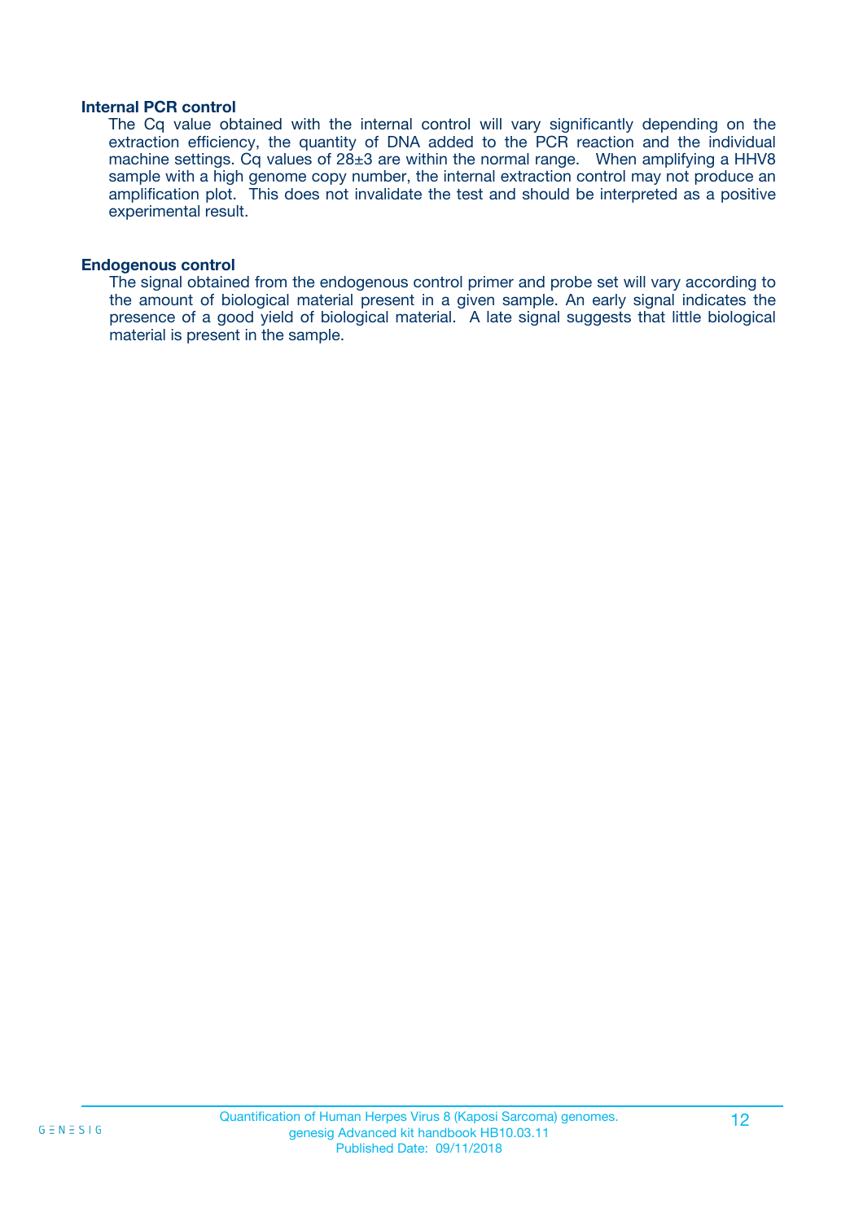### Internal PCR control

The Cq value obtained with the internal control will vary significantly depending on the extraction efficiency, the quantity of DNA added to the PCR reaction and the individual machine settings. Cq values of 28±3 are within the normal range. When amplifying a HHV8 sample with a high genome copy number, the internal extraction control may not produce an amplification plot. This does not invalidate the test and should be interpreted as a positive experimental result.

### Endogenous control

The signal obtained from the endogenous control primer and probe set will vary according to the amount of biological material present in a given sample. An early signal indicates the presence of a good yield of biological material. A late signal suggests that little biological material is present in the sample.